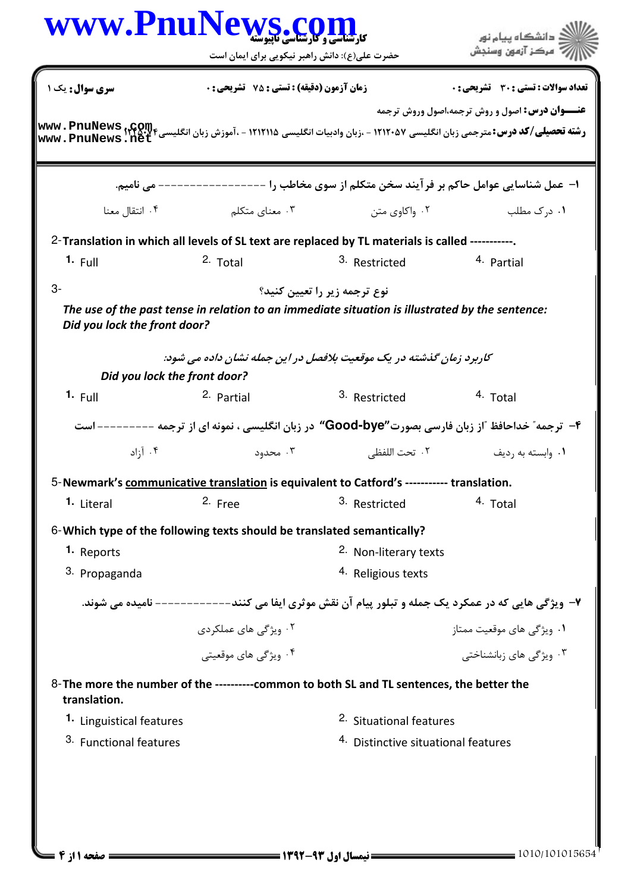**سری سوال:** یک ۱

**زمان آزمون (دقیقه) : تستی :** ۷۵ **تشریحی :** ۰

**تعداد سوالات : تستی :** ۳۰ **تشریحی :** ۰

**عنـــوان درس:** اصول و روش ترجمه،اصول وروش ترجمه

**رشته تحصیلی/کد درس:** مترجمی زبان انگلیسی ۱۲۱۲۰۵۷ - ،زبان وادبیات انگلیسی ۱۲۱۲۱۱۵ - ،آموزش زبان انگلیسی۱۲۲۵۰۷۴

---

۱- عمل شناسایی عوامل حاکم بر فرآیند سخن متکلم از سوی مخاطب را ------------------ می نامیم.

۱. درک مطلب
۲. واکاوی متن
۳. معنای متکلم
۴. انتقال معنا

2-Translation in which all levels of SL text are replaced by TL materials is called -----------.

1. Full
2. Total
3. Restricted
4. Partial

3- نوع ترجمه زیر را تعیین کنید؟

*The use of the past tense in relation to an immediate situation is illustrated by the sentence: Did you lock the front door?*

*کاربرد زمان گذشته در یک موقعیت بلافصل در این جمله نشان داده می شود:*
*Did you lock the front door?*

1. Full
2. Partial
3. Restricted
4. Total

۴- ترجمه" خداحافظ "از زبان فارسی بصورت"Good-bye" در زبان انگلیسی ، نمونه ای از ترجمه --------- است

۱. وابسته به ردیف
۲. تحت اللفظی
۳. محدود
۴. آزاد

5-Newmark's <u>communicative translation</u> is equivalent to Catford's ----------- translation.

1. Literal
2. Free
3. Restricted
4. Total

6-Which type of the following texts should be translated semantically?

1. Reports
2. Non-literary texts
3. Propaganda
4. Religious texts

۷- ویژگی هایی که در عمکرد یک جمله و تبلور پیام آن نقش موثری ایفا می کنند------------ نامیده می شوند.

۱. ویژگی های موقعیت ممتاز
۲. ویژگی های عملکردی
۳. ویژگی های زبانشناختی
۴. ویژگی های موقعیتی

8-The more the number of the ----------common to both SL and TL sentences, the better the translation.

1. Linguistical features
2. Situational features
3. Functional features
4. Distinctive situational features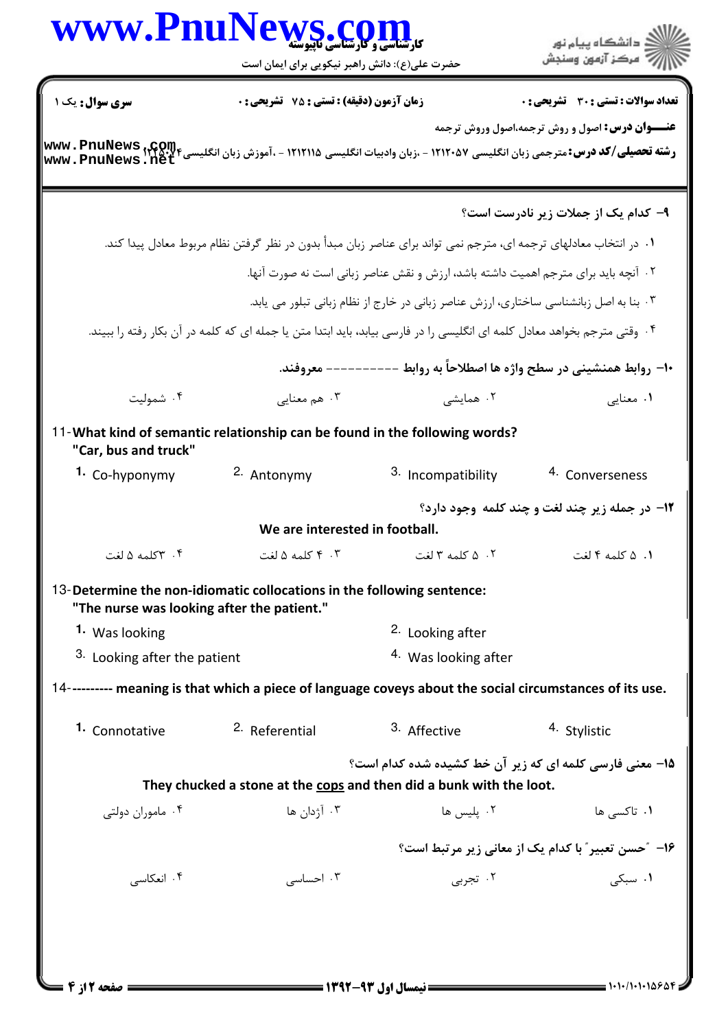**سری سوال:** یک ۱ | **زمان آزمون (دقیقه) : تستی : ۷۵ تشریحی : ۰** | **تعداد سوالات : تستی : ۳۰ تشریحی : ۰**

**عنـــوان درس:** اصول و روش ترجمه،اصول وروش ترجمه

**رشته تحصیلی/کد درس:** مترجمی زبان انگلیسی ۱۲۱۲۰۵۷ - ،زبان وادبیات انگلیسی ۱۲۱۲۱۱۵ - ،آموزش زبان انگلیسی۱۲۱۲۵۰۴

۹- کدام یک از جملات زیر نادرست است؟

۱. در انتخاب معادلهای ترجمه ای، مترجم نمی تواند برای عناصر زبان مبدأ بدون در نظر گرفتن نظام مربوط معادل پیدا کند.

۲. آنچه باید برای مترجم اهمیت داشته باشد، ارزش و نقش عناصر زبانی است نه صورت آنها.

۳. بنا به اصل زبانشناسی ساختاری، ارزش عناصر زبانی در خارج از نظام زبانی تبلور می یابد.

۴. وقتی مترجم بخواهد معادل کلمه ای انگلیسی را در فارسی بیابد، باید ابتدا متن یا جمله ای که کلمه در آن بکار رفته را ببیند.

۱۰- روابط همنشینی در سطح واژه ها اصطلاحاً به روابط ---------- معروفند.

۱. معنایی ۲. همایشی ۳. هم معنایی ۴. شمولیت

11- What kind of semantic relationship can be found in the following words?
"Car, bus and truck"

1. Co-hyponymy 2. Antonymy 3. Incompatibility 4. Converseness

۱۲- در جمله زیر چند لغت و چند کلمه وجود دارد؟

We are interested in football.

۱. ۵ کلمه ۴ لغت ۲. ۵ کلمه ۳ لغت ۳. ۴ کلمه ۵ لغت ۴. ۳کلمه ۵ لغت

13- Determine the non-idiomatic collocations in the following sentence:
"The nurse was looking after the patient."

1. Was looking
2. Looking after
3. Looking after the patient
4. Was looking after

14- --------- meaning is that which a piece of language coveys about the social circumstances of its use.

1. Connotative 2. Referential 3. Affective 4. Stylistic

۱۵- معنی فارسی کلمه ای که زیر آن خط کشیده شده کدام است؟

They chucked a stone at the cops and then did a bunk with the loot.

۱. تاکسی ها ۲. پلیس ها ۳. آژدان ها ۴. ماموران دولتی

۱۶- "حسن تعبیر" با کدام یک از معانی زیر مرتبط است؟

۱. سبکی ۲. تجربی ۳. احساسی ۴. انعکاسی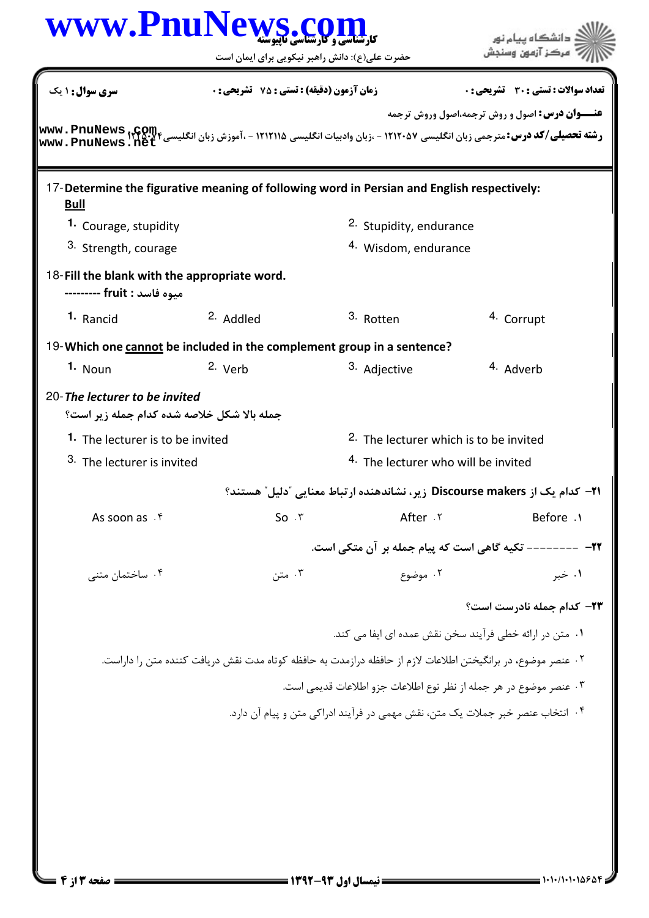**سری سوال:** ۱ یک | **زمان آزمون (دقیقه) : تستی :** ۷۵ **تشریحی :** ۰ | **تعداد سوالات : تستی :** ۳۰ **تشریحی :** ۰

**عنـــوان درس:** اصول و روش ترجمه،اصول وروش ترجمه

**رشته تحصیلی/کد درس:** مترجمی زبان انگلیسی ۱۲۱۲۰۵۷ - ،زبان وادبیات انگلیسی ۱۲۱۲۱۱۵ - ،آموزش زبان انگلیسی۱۲۱۵۰۱۴

17- **Determine the figurative meaning of following word in Persian and English respectively:**
**Bull**

1. Courage, stupidity
2. Stupidity, endurance
3. Strength, courage
4. Wisdom, endurance

18- **Fill the blank with the appropriate word.**
میوه فاسد : --------- fruit

1. Rancid
2. Addled
3. Rotten
4. Corrupt

19- **Which one cannot be included in the complement group in a sentence?**

1. Noun
2. Verb
3. Adjective
4. Adverb

20- ***The lecturer to be invited***
جمله بالا شکل خلاصه شده کدام جمله زیر است؟

1. The lecturer is to be invited
2. The lecturer which is to be invited
3. The lecturer is invited
4. The lecturer who will be invited

۲۱- کدام یک از **Discourse makers** زیر، نشاندهنده ارتباط معنایی "دلیل" هستند؟

۱. Before
۲. After
۳. So
۴. As soon as

۲۲- --------- تکیه گاهی است که پیام جمله بر آن متکی است.

۱. خبر
۲. موضوع
۳. متن
۴. ساختمان متنی

۲۳- کدام جمله نادرست است؟

۱. متن در ارائه خطی فرآیند سخن نقش عمده ای ایفا می کند.
۲. عنصر موضوع، در برانگیختن اطلاعات لازم از حافظه درازمدت به حافظه کوتاه مدت نقش دریافت کننده متن را داراست.
۳. عنصر موضوع در هر جمله از نظر نوع اطلاعات جزو اطلاعات قدیمی است.
۴. انتخاب عنصر خبر جملات یک متن، نقش مهمی در فرآیند ادراکی متن و پیام آن دارد.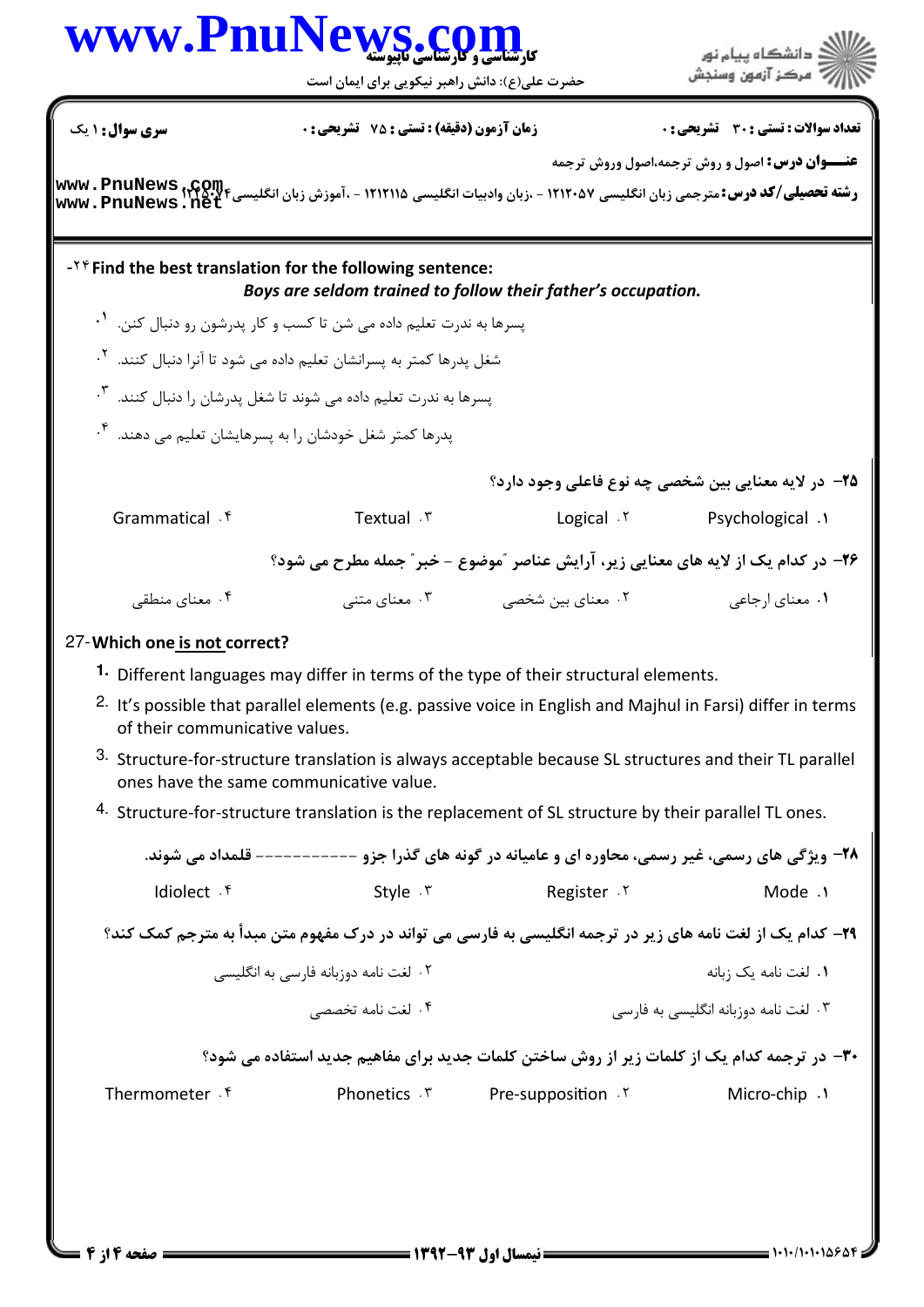تعداد سوالات : تستی : ۳۰  تشریحی : ۰    زمان آزمون (دقیقه) : تستی : ۷۵  تشریحی : ۰    سری سوال : ۱ یک

**عنـــوان درس:** اصول و روش ترجمه،اصول وروش ترجمه

**رشته تحصیلی/کد درس:** مترجمی زبان انگلیسی ۱۲۱۲۰۵۷ - ،زبان وادبیات انگلیسی ۱۲۱۲۱۱۵ - ،آموزش زبان انگلیسی۱۲۱۵۰۷۴

۲۴- **Find the best translation for the following sentence:**

***Boys are seldom trained to follow their father's occupation.***

۱. پسرها به ندرت تعلیم داده می شن تا کسب و کار پدرشون رو دنبال کنن.

۲. شغل پدرها کمتر به پسرانشان تعلیم داده می شود تا آنرا دنبال کنند.

۳. پسرها به ندرت تعلیم داده می شوند تا شغل پدرشان را دنبال کنند.

۴. پدرها کمتر شغل خودشان را به پسرهایشان تعلیم می دهند.

۲۵- در لایه معنایی بین شخصی چه نوع فاعلی وجود دارد؟

۱. Psychological  ۲. Logical  ۳. Textual  ۴. Grammatical

۲۶- در کدام یک از لایه های معنایی زیر، آرایش عناصر "موضوع - خبر" جمله مطرح می شود؟

۱. معنای ارجاعی  ۲. معنای بین شخصی  ۳. معنای متنی  ۴. معنای منطقی

27- **Which one is not correct?**

1. Different languages may differ in terms of the type of their structural elements.
2. It's possible that parallel elements (e.g. passive voice in English and Majhul in Farsi) differ in terms of their communicative values.
3. Structure-for-structure translation is always acceptable because SL structures and their TL parallel ones have the same communicative value.
4. Structure-for-structure translation is the replacement of SL structure by their parallel TL ones.

۲۸- ویژگی های رسمی، غیر رسمی، محاوره ای و عامیانه در گونه های گذرا جزو ------------ قلمداد می شوند.

۱. Mode  ۲. Register  ۳. Style  ۴. Idiolect

۲۹- کدام یک از لغت نامه های زیر در ترجمه انگلیسی به فارسی می تواند در درک مفهوم متن مبدأ به مترجم کمک کند؟

۱. لغت نامه یک زبانه  ۲. لغت نامه دوزبانه فارسی به انگلیسی

۳. لغت نامه دوزبانه انگلیسی به فارسی  ۴. لغت نامه تخصصی

۳۰- در ترجمه کدام یک از کلمات زیر از روش ساختن کلمات جدید برای مفاهیم جدید استفاده می شود؟

۱. Micro-chip  ۲. Pre-supposition  ۳. Phonetics  ۴. Thermometer